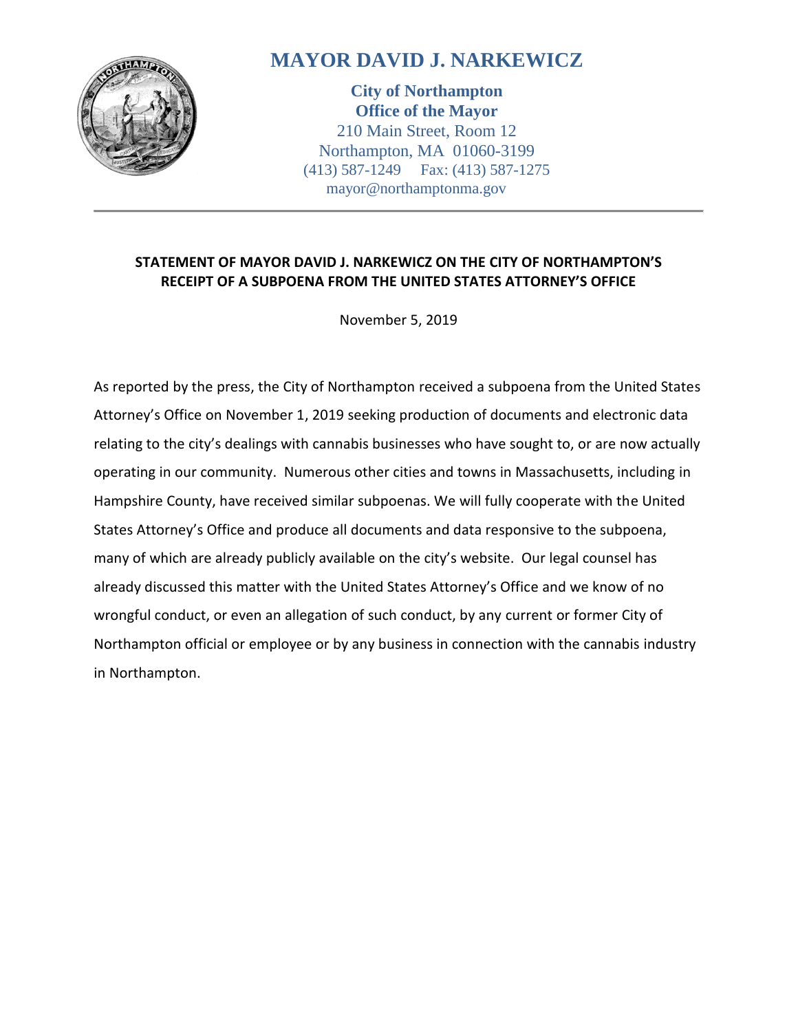# MAYOR DAVID J. NARKEWICZ

**City of Northampton**
**Office of the Mayor**
210 Main Street, Room 12
Northampton, MA 01060-3199
(413) 587-1249 Fax: (413) 587-1275
mayor@northamptonma.gov

---

**STATEMENT OF MAYOR DAVID J. NARKEWICZ ON THE CITY OF NORTHAMPTON'S RECEIPT OF A SUBPOENA FROM THE UNITED STATES ATTORNEY'S OFFICE**

November 5, 2019

As reported by the press, the City of Northampton received a subpoena from the United States Attorney's Office on November 1, 2019 seeking production of documents and electronic data relating to the city's dealings with cannabis businesses who have sought to, or are now actually operating in our community. Numerous other cities and towns in Massachusetts, including in Hampshire County, have received similar subpoenas. We will fully cooperate with the United States Attorney's Office and produce all documents and data responsive to the subpoena, many of which are already publicly available on the city's website. Our legal counsel has already discussed this matter with the United States Attorney's Office and we know of no wrongful conduct, or even an allegation of such conduct, by any current or former City of Northampton official or employee or by any business in connection with the cannabis industry in Northampton.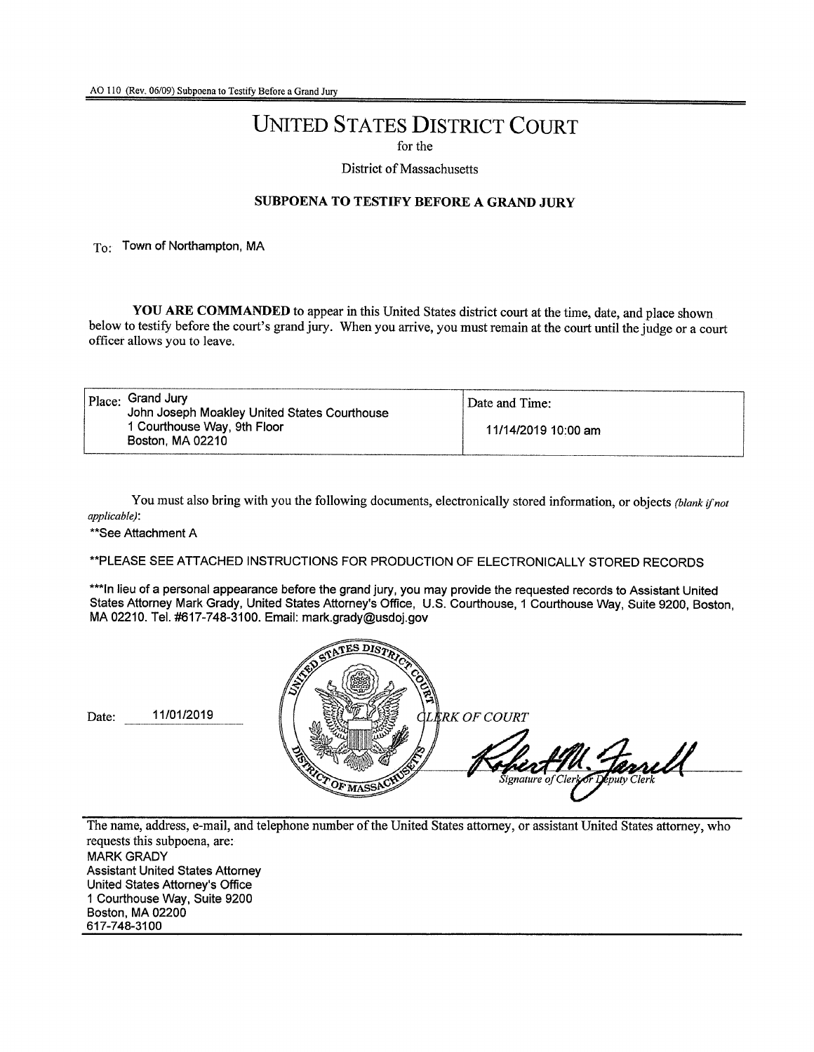AO 110 (Rev. 06/09) Subpoena to Testify Before a Grand Jury

# UNITED STATES DISTRICT COURT

for the

District of Massachusetts

## SUBPOENA TO TESTIFY BEFORE A GRAND JURY

To: Town of Northampton, MA

**YOU ARE COMMANDED** to appear in this United States district court at the time, date, and place shown below to testify before the court's grand jury. When you arrive, you must remain at the court until the judge or a court officer allows you to leave.

| Place: Grand Jury<br>John Joseph Moakley United States Courthouse<br>1 Courthouse Way, 9th Floor<br>Boston, MA 02210 | Date and Time:<br>11/14/2019 10:00 am |
|---|---|

You must also bring with you the following documents, electronically stored information, or objects *(blank if not applicable)*:

**See Attachment A

**PLEASE SEE ATTACHED INSTRUCTIONS FOR PRODUCTION OF ELECTRONICALLY STORED RECORDS

***In lieu of a personal appearance before the grand jury, you may provide the requested records to Assistant United States Attorney Mark Grady, United States Attorney's Office, U.S. Courthouse, 1 Courthouse Way, Suite 9200, Boston, MA 02210. Tel. #617-748-3100. Email: mark.grady@usdoj.gov

Date: 11/01/2019

*CLERK OF COURT*

*Signature of Clerk or Deputy Clerk*

The name, address, e-mail, and telephone number of the United States attorney, or assistant United States attorney, who requests this subpoena, are:

MARK GRADY
Assistant United States Attorney
United States Attorney's Office
1 Courthouse Way, Suite 9200
Boston, MA 02200
617-748-3100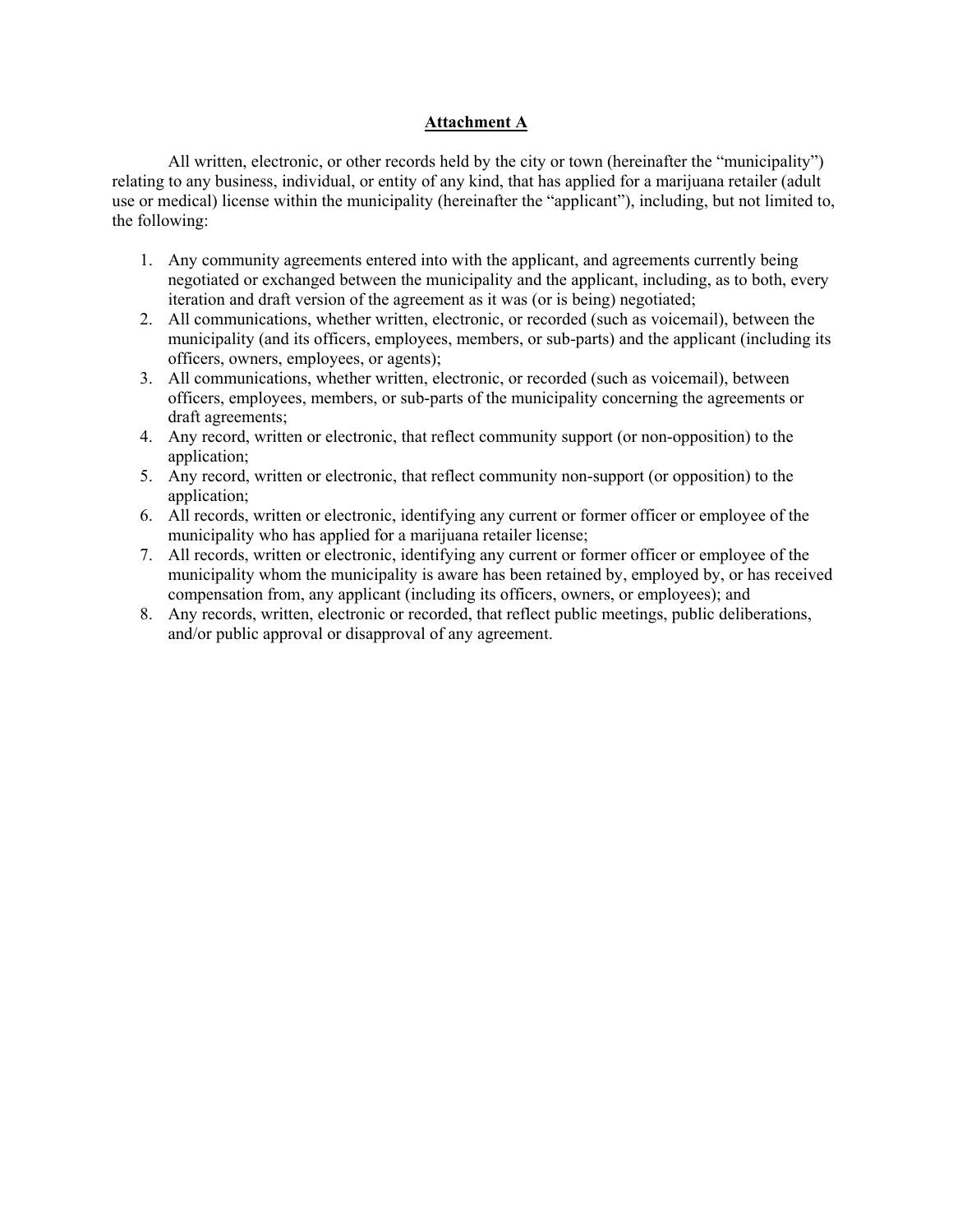## Attachment A

All written, electronic, or other records held by the city or town (hereinafter the "municipality") relating to any business, individual, or entity of any kind, that has applied for a marijuana retailer (adult use or medical) license within the municipality (hereinafter the "applicant"), including, but not limited to, the following:

1. Any community agreements entered into with the applicant, and agreements currently being negotiated or exchanged between the municipality and the applicant, including, as to both, every iteration and draft version of the agreement as it was (or is being) negotiated;
2. All communications, whether written, electronic, or recorded (such as voicemail), between the municipality (and its officers, employees, members, or sub-parts) and the applicant (including its officers, owners, employees, or agents);
3. All communications, whether written, electronic, or recorded (such as voicemail), between officers, employees, members, or sub-parts of the municipality concerning the agreements or draft agreements;
4. Any record, written or electronic, that reflect community support (or non-opposition) to the application;
5. Any record, written or electronic, that reflect community non-support (or opposition) to the application;
6. All records, written or electronic, identifying any current or former officer or employee of the municipality who has applied for a marijuana retailer license;
7. All records, written or electronic, identifying any current or former officer or employee of the municipality whom the municipality is aware has been retained by, employed by, or has received compensation from, any applicant (including its officers, owners, or employees); and
8. Any records, written, electronic or recorded, that reflect public meetings, public deliberations, and/or public approval or disapproval of any agreement.